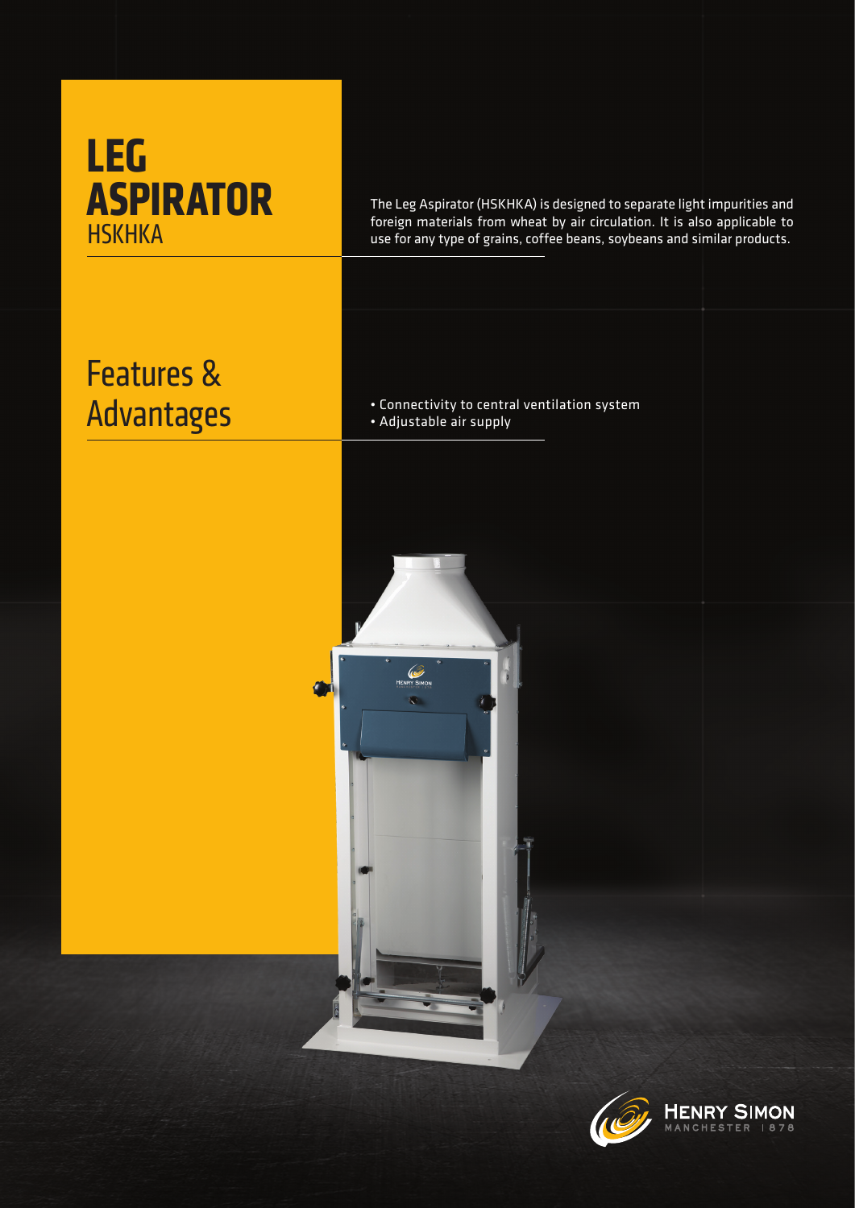# LEG ASPIRATOR
## HSKHKA

The Leg Aspirator (HSKHKA) is designed to separate light impurities and foreign materials from wheat by air circulation. It is also applicable to use for any type of grains, coffee beans, soybeans and similar products.

## Features & Advantages

- Connectivity to central ventilation system
- Adjustable air supply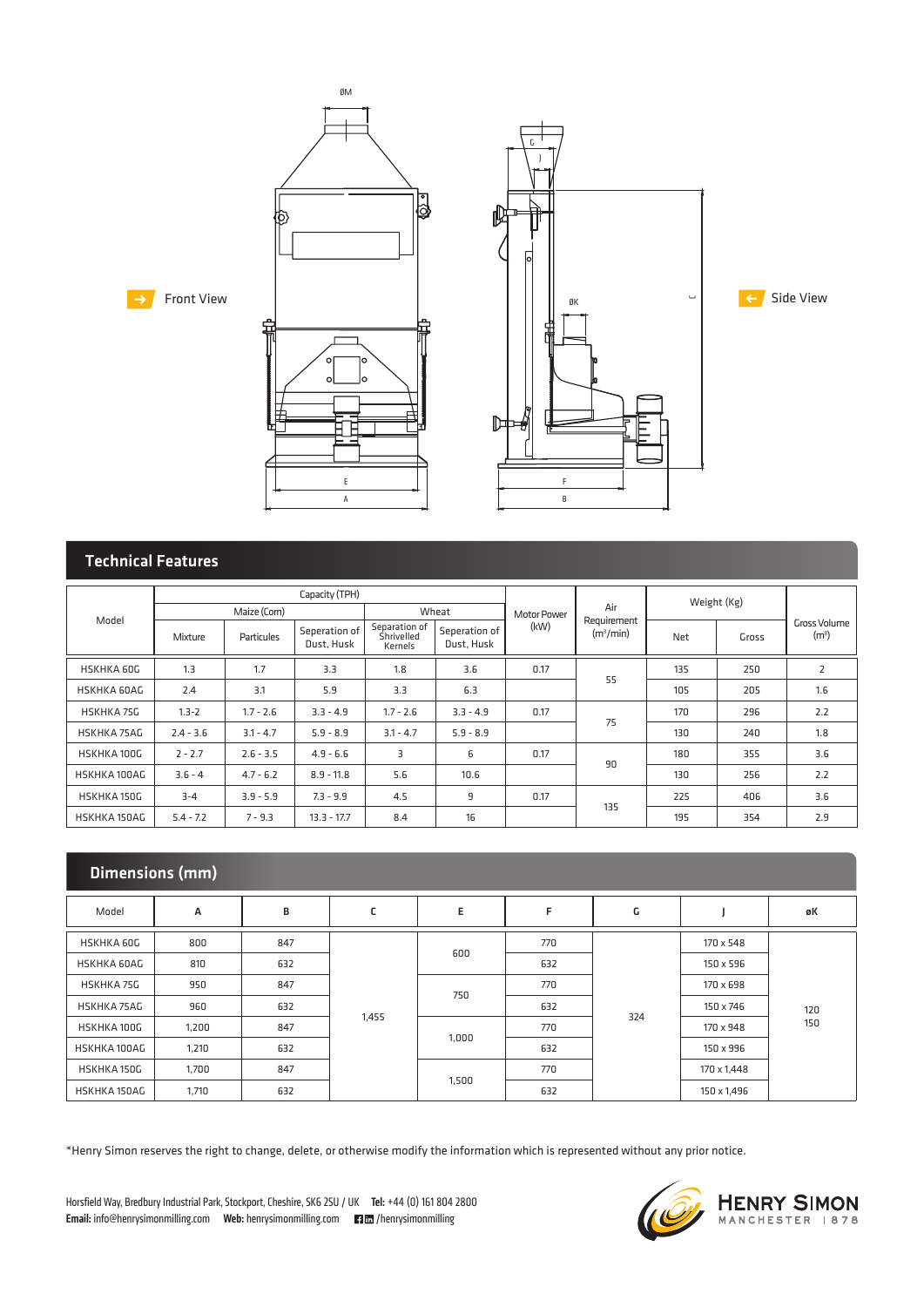Front View

Side View

ØM

G

J

ØK

C

E

A

F

B

## Technical Features

| Model | Capacity (TPH) | | | | | Motor Power (kW) | Air Requirement ($m^3$/min) | Weight (Kg) | | Gross Volume ($m^3$) |
|---|---|---|---|---|---|---|---|---|---|---|
| | Maize (Corn) | | | Wheat | | | | | | |
| | Mixture | Particules | Seperation of Dust, Husk | Separation of Shrivelled Kernels | Seperation of Dust, Husk | | | Net | Gross | |
| HSKHKA 60G | 1.3 | 1.7 | 3.3 | 1.8 | 3.6 | 0.17 | 55 | 135 | 250 | 2 |
| HSKHKA 60AG | 2.4 | 3.1 | 5.9 | 3.3 | 6.3 | | | 105 | 205 | 1.6 |
| HSKHKA 75G | 1.3-2 | 1.7 - 2.6 | 3.3 - 4.9 | 1.7 - 2.6 | 3.3 - 4.9 | 0.17 | 75 | 170 | 296 | 2.2 |
| HSKHKA 75AG | 2.4 - 3.6 | 3.1 - 4.7 | 5.9 - 8.9 | 3.1 - 4.7 | 5.9 - 8.9 | | | 130 | 240 | 1.8 |
| HSKHKA 100G | 2 - 2.7 | 2.6 - 3.5 | 4.9 - 6.6 | 3 | 6 | 0.17 | 90 | 180 | 355 | 3.6 |
| HSKHKA 100AG | 3.6 - 4 | 4.7 - 6.2 | 8.9 - 11.8 | 5.6 | 10.6 | | | 130 | 256 | 2.2 |
| HSKHKA 150G | 3-4 | 3.9 - 5.9 | 7.3 - 9.9 | 4.5 | 9 | 0.17 | 135 | 225 | 406 | 3.6 |
| HSKHKA 150AG | 5.4 - 7.2 | 7 - 9.3 | 13.3 - 17.7 | 8.4 | 16 | | | 195 | 354 | 2.9 |

## Dimensions (mm)

| Model | A | B | C | E | F | G | J | øK |
|---|---|---|---|---|---|---|---|---|
| HSKHKA 60G | 800 | 847 | 1,455 | 600 | 770 | 324 | 170 x 548 | 120 150 |
| HSKHKA 60AG | 810 | 632 | | | 632 | | 150 x 596 | |
| HSKHKA 75G | 950 | 847 | | 750 | 770 | | 170 x 698 | |
| HSKHKA 75AG | 960 | 632 | | | 632 | | 150 x 746 | |
| HSKHKA 100G | 1,200 | 847 | | 1,000 | 770 | | 170 x 948 | |
| HSKHKA 100AG | 1,210 | 632 | | | 632 | | 150 x 996 | |
| HSKHKA 150G | 1,700 | 847 | | 1,500 | 770 | | 170 x 1,448 | |
| HSKHKA 150AG | 1,710 | 632 | | | 632 | | 150 x 1,496 | |

*Henry Simon reserves the right to change, delete, or otherwise modify the information which is represented without any prior notice.

Horsfield Way, Bredbury Industrial Park, Stockport, Cheshire, SK6 2SU / UK **Tel:** +44 (0) 161 804 2800
**Email:** info@henrysimonmilling.com **Web:** henrysimonmilling.com /henrysimonmilling

HENRY SIMON MANCHESTER 1878